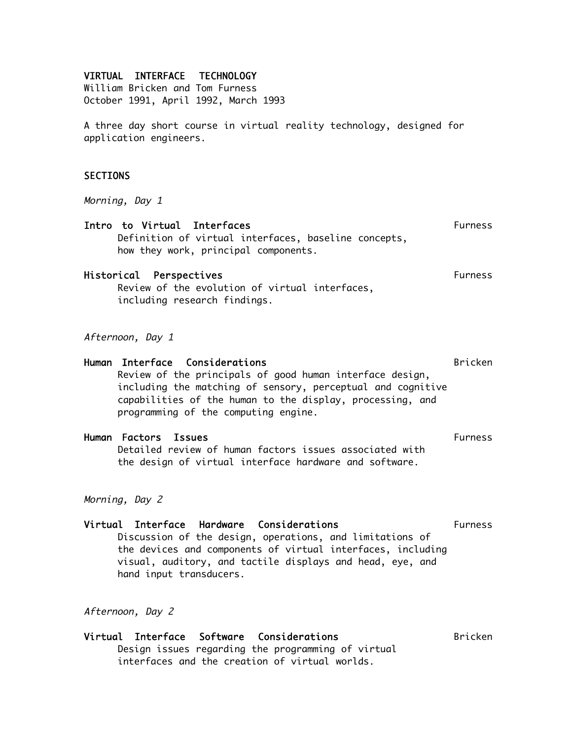# VIRTUAL INTERFACE TECHNOLOGY

William Bricken and Tom Furness
October 1991, April 1992, March 1993

A three day short course in virtual reality technology, designed for application engineers.

## SECTIONS

*Morning, Day 1*

**Intro to Virtual Interfaces** — Furness
Definition of virtual interfaces, baseline concepts, how they work, principal components.

**Historical Perspectives** — Furness
Review of the evolution of virtual interfaces, including research findings.

*Afternoon, Day 1*

**Human Interface Considerations** — Bricken
Review of the principals of good human interface design, including the matching of sensory, perceptual and cognitive capabilities of the human to the display, processing, and programming of the computing engine.

**Human Factors Issues** — Furness
Detailed review of human factors issues associated with the design of virtual interface hardware and software.

*Morning, Day 2*

**Virtual Interface Hardware Considerations** — Furness
Discussion of the design, operations, and limitations of the devices and components of virtual interfaces, including visual, auditory, and tactile displays and head, eye, and hand input transducers.

*Afternoon, Day 2*

**Virtual Interface Software Considerations** — Bricken
Design issues regarding the programming of virtual interfaces and the creation of virtual worlds.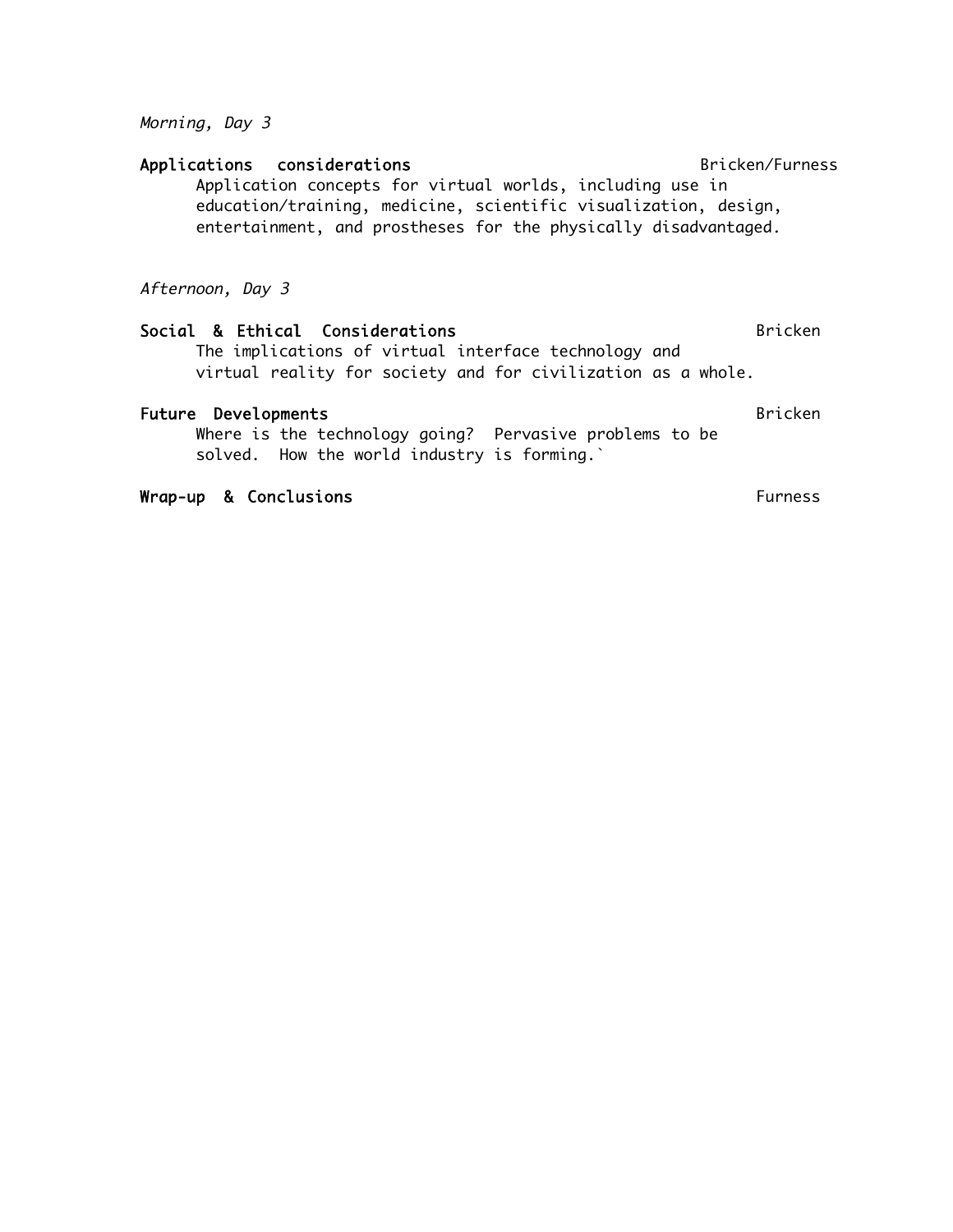*Morning, Day 3*

**Applications considerations** — Bricken/Furness

Application concepts for virtual worlds, including use in education/training, medicine, scientific visualization, design, entertainment, and prostheses for the physically disadvantaged.

*Afternoon, Day 3*

**Social & Ethical Considerations** — Bricken

The implications of virtual interface technology and virtual reality for society and for civilization as a whole.

**Future Developments** — Bricken

Where is the technology going? Pervasive problems to be solved. How the world industry is forming.`

**Wrap-up & Conclusions** — Furness